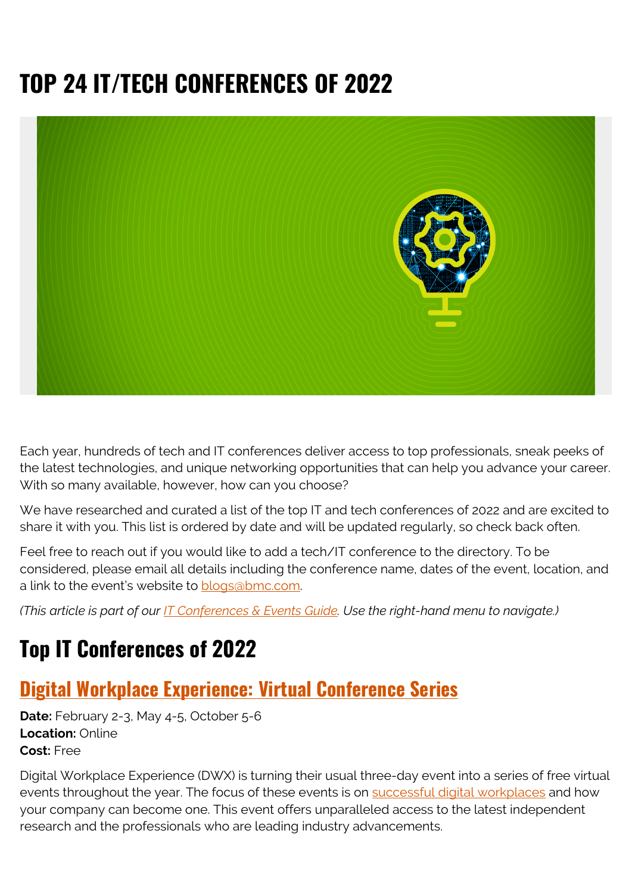# TOP 24 IT/TECH CONFERENCES OF 2022

Each year, hundreds of tech and IT conferences deliver access to top professionals, sneak peeks of the latest technologies, and unique networking opportunities that can help you advance your career. With so many available, however, how can you choose?

We have researched and curated a list of the top IT and tech conferences of 2022 and are excited to share it with you. This list is ordered by date and will be updated regularly, so check back often.

Feel free to reach out if you would like to add a tech/IT conference to the directory. To be considered, please email all details including the conference name, dates of the event, location, and a link to the event's website to blogs@bmc.com.

*(This article is part of our IT Conferences & Events Guide. Use the right-hand menu to navigate.)*

## Top IT Conferences of 2022

### Digital Workplace Experience: Virtual Conference Series

**Date:** February 2-3, May 4-5, October 5-6
**Location:** Online
**Cost:** Free

Digital Workplace Experience (DWX) is turning their usual three-day event into a series of free virtual events throughout the year. The focus of these events is on successful digital workplaces and how your company can become one. This event offers unparalleled access to the latest independent research and the professionals who are leading industry advancements.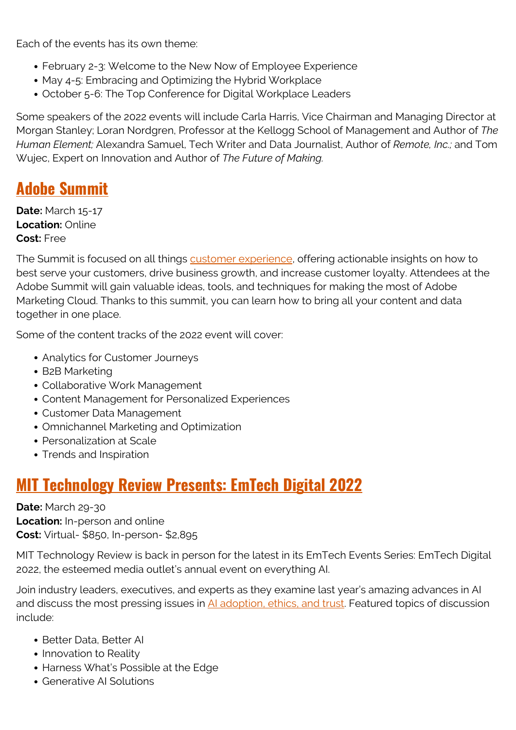Each of the events has its own theme:

- February 2-3: Welcome to the New Now of Employee Experience
- May 4-5: Embracing and Optimizing the Hybrid Workplace
- October 5-6: The Top Conference for Digital Workplace Leaders

Some speakers of the 2022 events will include Carla Harris, Vice Chairman and Managing Director at Morgan Stanley; Loran Nordgren, Professor at the Kellogg School of Management and Author of *The Human Element;* Alexandra Samuel, Tech Writer and Data Journalist, Author of *Remote, Inc.;* and Tom Wujec, Expert on Innovation and Author of *The Future of Making.*

## Adobe Summit

**Date:** March 15-17
**Location:** Online
**Cost:** Free

The Summit is focused on all things customer experience, offering actionable insights on how to best serve your customers, drive business growth, and increase customer loyalty. Attendees at the Adobe Summit will gain valuable ideas, tools, and techniques for making the most of Adobe Marketing Cloud. Thanks to this summit, you can learn how to bring all your content and data together in one place.

Some of the content tracks of the 2022 event will cover:

- Analytics for Customer Journeys
- B2B Marketing
- Collaborative Work Management
- Content Management for Personalized Experiences
- Customer Data Management
- Omnichannel Marketing and Optimization
- Personalization at Scale
- Trends and Inspiration

## MIT Technology Review Presents: EmTech Digital 2022

**Date:** March 29-30
**Location:** In-person and online
**Cost:** Virtual- $850, In-person- $2,895

MIT Technology Review is back in person for the latest in its EmTech Events Series: EmTech Digital 2022, the esteemed media outlet's annual event on everything AI.

Join industry leaders, executives, and experts as they examine last year's amazing advances in AI and discuss the most pressing issues in AI adoption, ethics, and trust. Featured topics of discussion include:

- Better Data, Better AI
- Innovation to Reality
- Harness What's Possible at the Edge
- Generative AI Solutions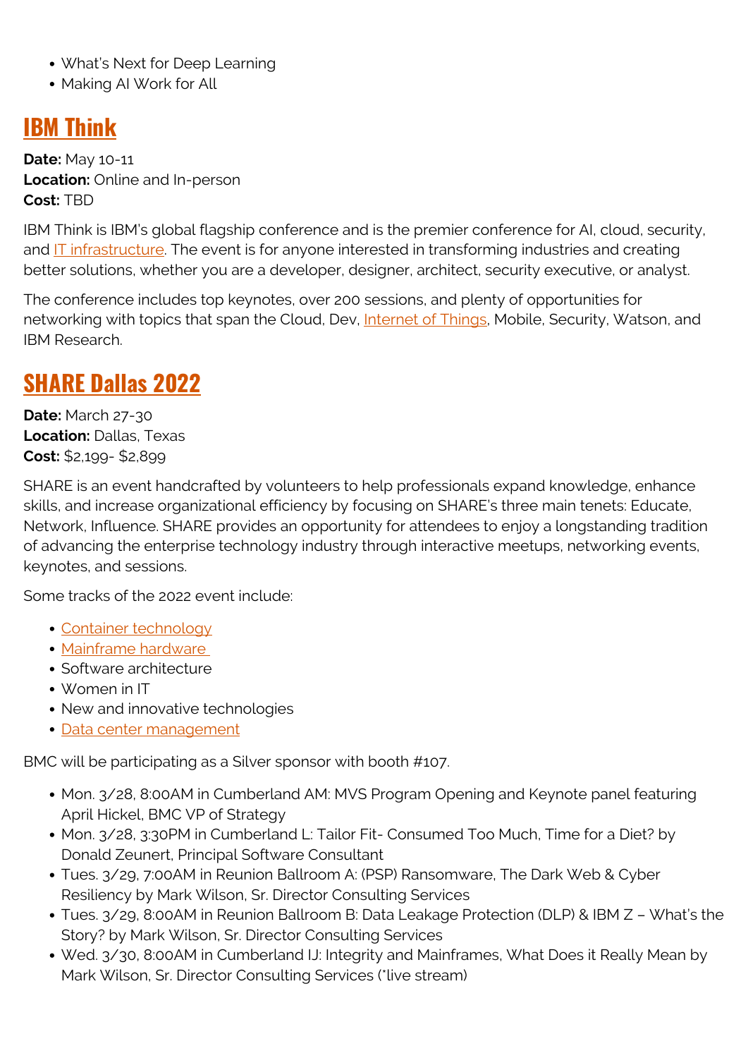- What's Next for Deep Learning
- Making AI Work for All

## IBM Think

**Date:** May 10-11
**Location:** Online and In-person
**Cost:** TBD

IBM Think is IBM's global flagship conference and is the premier conference for AI, cloud, security, and IT infrastructure. The event is for anyone interested in transforming industries and creating better solutions, whether you are a developer, designer, architect, security executive, or analyst.

The conference includes top keynotes, over 200 sessions, and plenty of opportunities for networking with topics that span the Cloud, Dev, Internet of Things, Mobile, Security, Watson, and IBM Research.

## SHARE Dallas 2022

**Date:** March 27-30
**Location:** Dallas, Texas
**Cost:** $2,199- $2,899

SHARE is an event handcrafted by volunteers to help professionals expand knowledge, enhance skills, and increase organizational efficiency by focusing on SHARE's three main tenets: Educate, Network, Influence. SHARE provides an opportunity for attendees to enjoy a longstanding tradition of advancing the enterprise technology industry through interactive meetups, networking events, keynotes, and sessions.

Some tracks of the 2022 event include:

- Container technology
- Mainframe hardware
- Software architecture
- Women in IT
- New and innovative technologies
- Data center management

BMC will be participating as a Silver sponsor with booth #107.

- Mon. 3/28, 8:00AM in Cumberland AM: MVS Program Opening and Keynote panel featuring April Hickel, BMC VP of Strategy
- Mon. 3/28, 3:30PM in Cumberland L: Tailor Fit- Consumed Too Much, Time for a Diet? by Donald Zeunert, Principal Software Consultant
- Tues. 3/29, 7:00AM in Reunion Ballroom A: (PSP) Ransomware, The Dark Web & Cyber Resiliency by Mark Wilson, Sr. Director Consulting Services
- Tues. 3/29, 8:00AM in Reunion Ballroom B: Data Leakage Protection (DLP) & IBM Z – What's the Story? by Mark Wilson, Sr. Director Consulting Services
- Wed. 3/30, 8:00AM in Cumberland IJ: Integrity and Mainframes, What Does it Really Mean by Mark Wilson, Sr. Director Consulting Services (*live stream)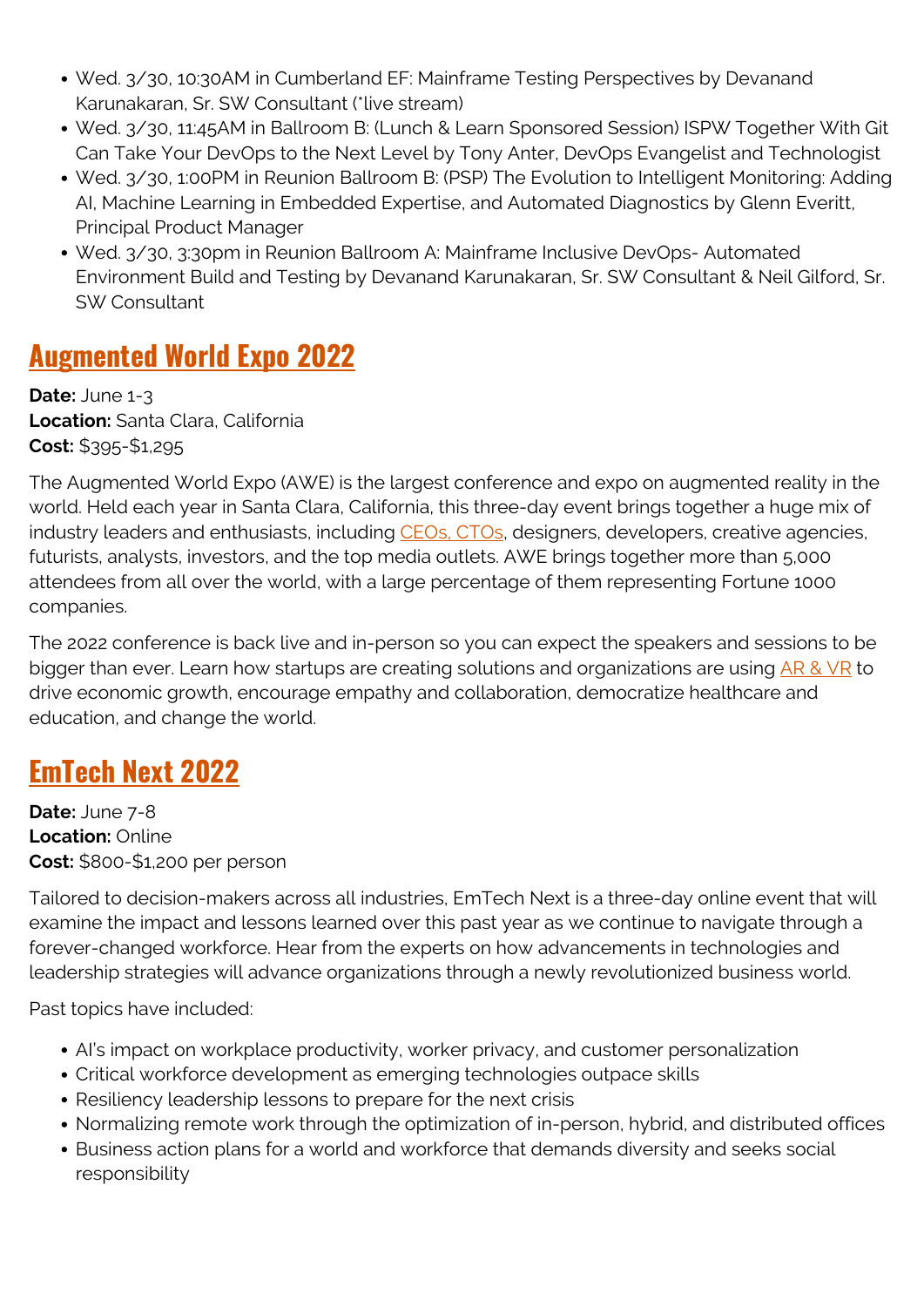- Wed. 3/30, 10:30AM in Cumberland EF: Mainframe Testing Perspectives by Devanand Karunakaran, Sr. SW Consultant (*live stream)
- Wed. 3/30, 11:45AM in Ballroom B: (Lunch & Learn Sponsored Session) ISPW Together With Git Can Take Your DevOps to the Next Level by Tony Anter, DevOps Evangelist and Technologist
- Wed. 3/30, 1:00PM in Reunion Ballroom B: (PSP) The Evolution to Intelligent Monitoring: Adding AI, Machine Learning in Embedded Expertise, and Automated Diagnostics by Glenn Everitt, Principal Product Manager
- Wed. 3/30, 3:30pm in Reunion Ballroom A: Mainframe Inclusive DevOps- Automated Environment Build and Testing by Devanand Karunakaran, Sr. SW Consultant & Neil Gilford, Sr. SW Consultant

## Augmented World Expo 2022

**Date:** June 1-3
**Location:** Santa Clara, California
**Cost:** $395-$1,295

The Augmented World Expo (AWE) is the largest conference and expo on augmented reality in the world. Held each year in Santa Clara, California, this three-day event brings together a huge mix of industry leaders and enthusiasts, including CEOs, CTOs, designers, developers, creative agencies, futurists, analysts, investors, and the top media outlets. AWE brings together more than 5,000 attendees from all over the world, with a large percentage of them representing Fortune 1000 companies.

The 2022 conference is back live and in-person so you can expect the speakers and sessions to be bigger than ever. Learn how startups are creating solutions and organizations are using AR & VR to drive economic growth, encourage empathy and collaboration, democratize healthcare and education, and change the world.

## EmTech Next 2022

**Date:** June 7-8
**Location:** Online
**Cost:** $800-$1,200 per person

Tailored to decision-makers across all industries, EmTech Next is a three-day online event that will examine the impact and lessons learned over this past year as we continue to navigate through a forever-changed workforce. Hear from the experts on how advancements in technologies and leadership strategies will advance organizations through a newly revolutionized business world.

Past topics have included:

- AI's impact on workplace productivity, worker privacy, and customer personalization
- Critical workforce development as emerging technologies outpace skills
- Resiliency leadership lessons to prepare for the next crisis
- Normalizing remote work through the optimization of in-person, hybrid, and distributed offices
- Business action plans for a world and workforce that demands diversity and seeks social responsibility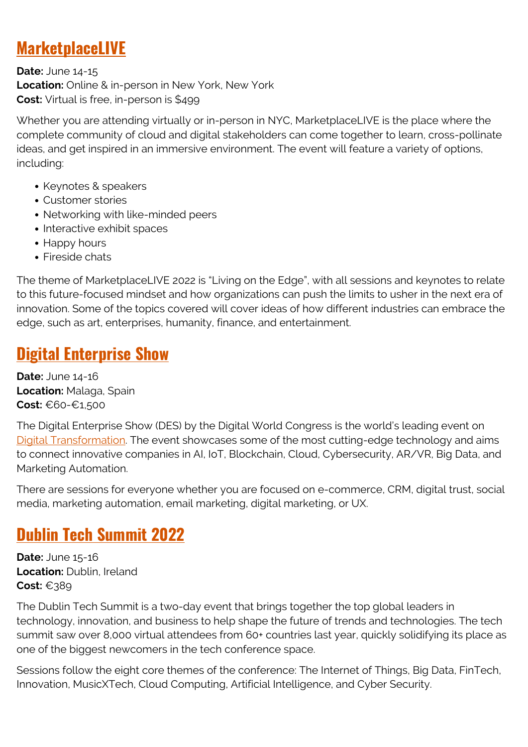## MarketplaceLIVE

**Date:** June 14-15
**Location:** Online & in-person in New York, New York
**Cost:** Virtual is free, in-person is $499

Whether you are attending virtually or in-person in NYC, MarketplaceLIVE is the place where the complete community of cloud and digital stakeholders can come together to learn, cross-pollinate ideas, and get inspired in an immersive environment. The event will feature a variety of options, including:

- Keynotes & speakers
- Customer stories
- Networking with like-minded peers
- Interactive exhibit spaces
- Happy hours
- Fireside chats

The theme of MarketplaceLIVE 2022 is "Living on the Edge", with all sessions and keynotes to relate to this future-focused mindset and how organizations can push the limits to usher in the next era of innovation. Some of the topics covered will cover ideas of how different industries can embrace the edge, such as art, enterprises, humanity, finance, and entertainment.

## Digital Enterprise Show

**Date:** June 14-16
**Location:** Malaga, Spain
**Cost:** €60-€1,500

The Digital Enterprise Show (DES) by the Digital World Congress is the world's leading event on Digital Transformation. The event showcases some of the most cutting-edge technology and aims to connect innovative companies in AI, IoT, Blockchain, Cloud, Cybersecurity, AR/VR, Big Data, and Marketing Automation.

There are sessions for everyone whether you are focused on e-commerce, CRM, digital trust, social media, marketing automation, email marketing, digital marketing, or UX.

## Dublin Tech Summit 2022

**Date:** June 15-16
**Location:** Dublin, Ireland
**Cost:** €389

The Dublin Tech Summit is a two-day event that brings together the top global leaders in technology, innovation, and business to help shape the future of trends and technologies. The tech summit saw over 8,000 virtual attendees from 60+ countries last year, quickly solidifying its place as one of the biggest newcomers in the tech conference space.

Sessions follow the eight core themes of the conference: The Internet of Things, Big Data, FinTech, Innovation, MusicXTech, Cloud Computing, Artificial Intelligence, and Cyber Security.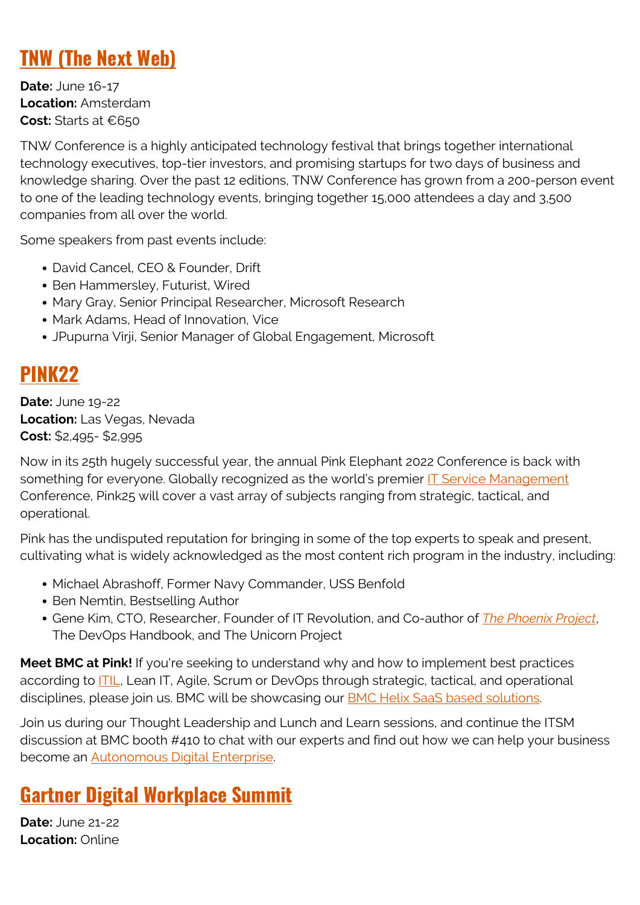## TNW (The Next Web)

**Date:** June 16-17
**Location:** Amsterdam
**Cost:** Starts at €650

TNW Conference is a highly anticipated technology festival that brings together international technology executives, top-tier investors, and promising startups for two days of business and knowledge sharing. Over the past 12 editions, TNW Conference has grown from a 200-person event to one of the leading technology events, bringing together 15,000 attendees a day and 3,500 companies from all over the world.

Some speakers from past events include:

- David Cancel, CEO & Founder, Drift
- Ben Hammersley, Futurist, Wired
- Mary Gray, Senior Principal Researcher, Microsoft Research
- Mark Adams, Head of Innovation, Vice
- JPupurna Virji, Senior Manager of Global Engagement, Microsoft

## PINK22

**Date:** June 19-22
**Location:** Las Vegas, Nevada
**Cost:** $2,495- $2,995

Now in its 25th hugely successful year, the annual Pink Elephant 2022 Conference is back with something for everyone. Globally recognized as the world's premier IT Service Management Conference, Pink25 will cover a vast array of subjects ranging from strategic, tactical, and operational.

Pink has the undisputed reputation for bringing in some of the top experts to speak and present, cultivating what is widely acknowledged as the most content rich program in the industry, including:

- Michael Abrashoff, Former Navy Commander, USS Benfold
- Ben Nemtin, Bestselling Author
- Gene Kim, CTO, Researcher, Founder of IT Revolution, and Co-author of *The Phoenix Project*, The DevOps Handbook, and The Unicorn Project

**Meet BMC at Pink!** If you're seeking to understand why and how to implement best practices according to ITIL, Lean IT, Agile, Scrum or DevOps through strategic, tactical, and operational disciplines, please join us. BMC will be showcasing our BMC Helix SaaS based solutions.

Join us during our Thought Leadership and Lunch and Learn sessions, and continue the ITSM discussion at BMC booth #410 to chat with our experts and find out how we can help your business become an Autonomous Digital Enterprise.

## Gartner Digital Workplace Summit

**Date:** June 21-22
**Location:** Online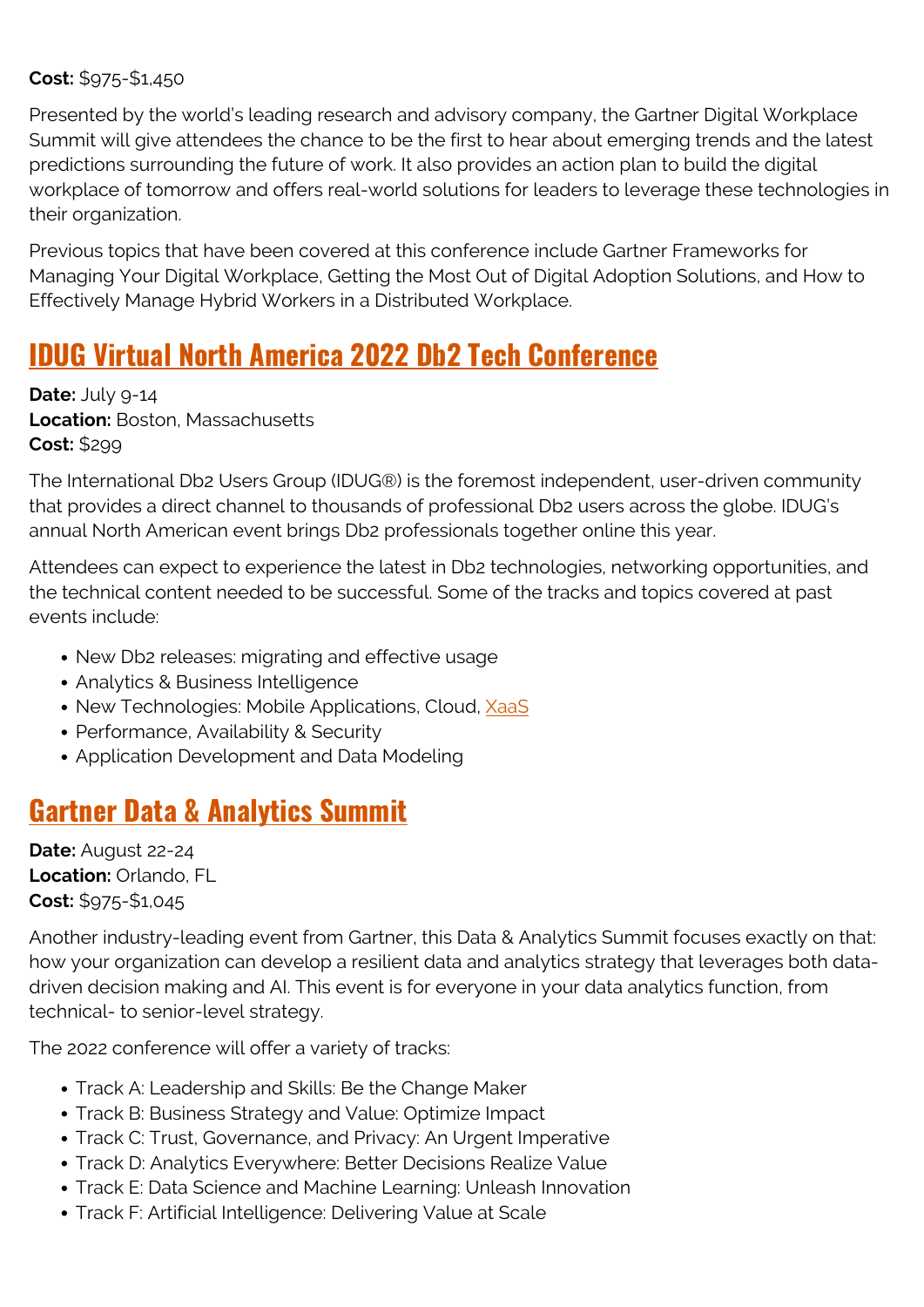**Cost:** $975-$1,450

Presented by the world's leading research and advisory company, the Gartner Digital Workplace Summit will give attendees the chance to be the first to hear about emerging trends and the latest predictions surrounding the future of work. It also provides an action plan to build the digital workplace of tomorrow and offers real-world solutions for leaders to leverage these technologies in their organization.

Previous topics that have been covered at this conference include Gartner Frameworks for Managing Your Digital Workplace, Getting the Most Out of Digital Adoption Solutions, and How to Effectively Manage Hybrid Workers in a Distributed Workplace.

## IDUG Virtual North America 2022 Db2 Tech Conference

**Date:** July 9-14
**Location:** Boston, Massachusetts
**Cost:** $299

The International Db2 Users Group (IDUG®) is the foremost independent, user-driven community that provides a direct channel to thousands of professional Db2 users across the globe. IDUG's annual North American event brings Db2 professionals together online this year.

Attendees can expect to experience the latest in Db2 technologies, networking opportunities, and the technical content needed to be successful. Some of the tracks and topics covered at past events include:

- New Db2 releases: migrating and effective usage
- Analytics & Business Intelligence
- New Technologies: Mobile Applications, Cloud, XaaS
- Performance, Availability & Security
- Application Development and Data Modeling

## Gartner Data & Analytics Summit

**Date:** August 22-24
**Location:** Orlando, FL
**Cost:** $975-$1,045

Another industry-leading event from Gartner, this Data & Analytics Summit focuses exactly on that: how your organization can develop a resilient data and analytics strategy that leverages both data-driven decision making and AI. This event is for everyone in your data analytics function, from technical- to senior-level strategy.

The 2022 conference will offer a variety of tracks:

- Track A: Leadership and Skills: Be the Change Maker
- Track B: Business Strategy and Value: Optimize Impact
- Track C: Trust, Governance, and Privacy: An Urgent Imperative
- Track D: Analytics Everywhere: Better Decisions Realize Value
- Track E: Data Science and Machine Learning: Unleash Innovation
- Track F: Artificial Intelligence: Delivering Value at Scale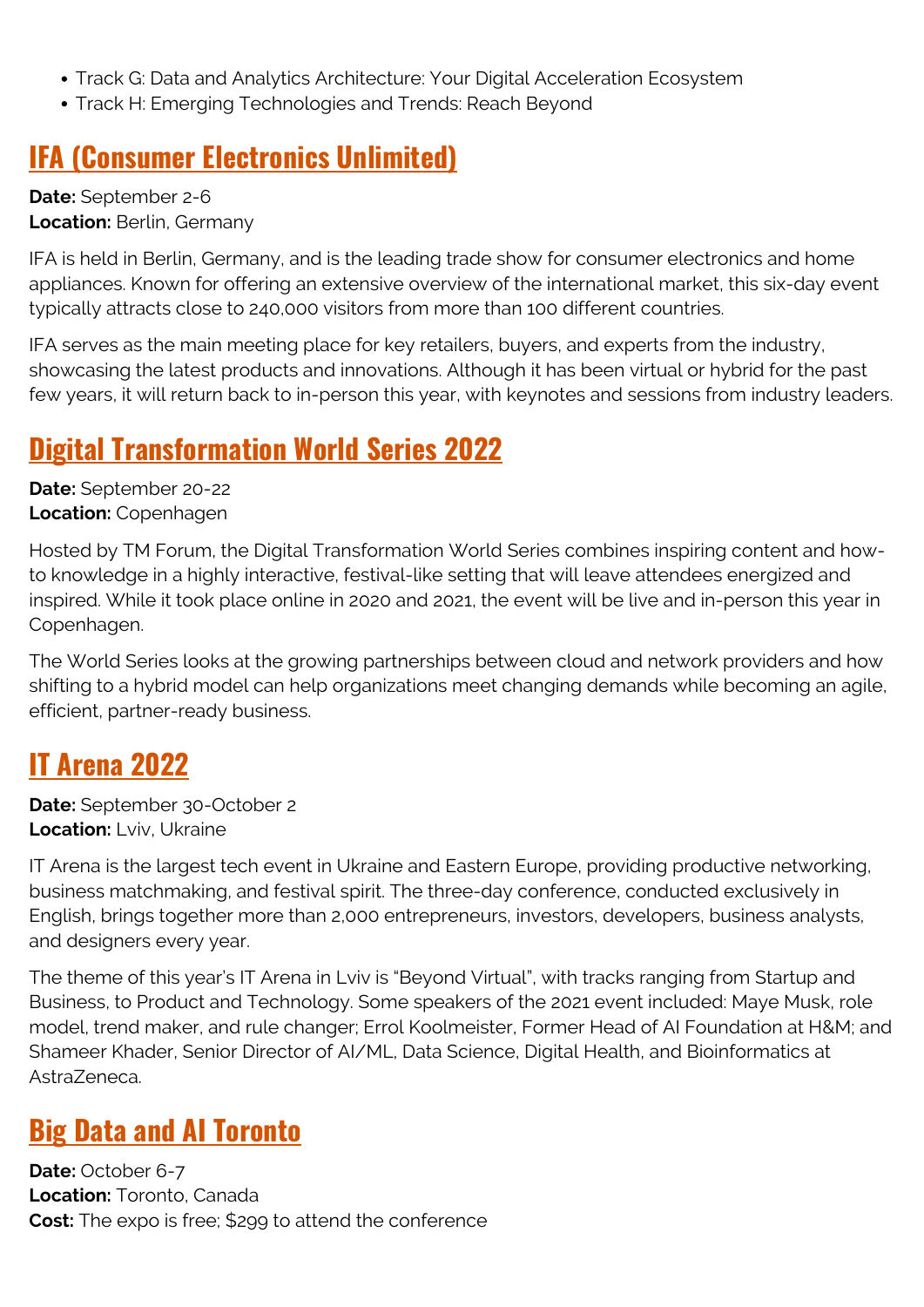- Track G: Data and Analytics Architecture: Your Digital Acceleration Ecosystem
- Track H: Emerging Technologies and Trends: Reach Beyond

## IFA (Consumer Electronics Unlimited)

**Date:** September 2-6
**Location:** Berlin, Germany

IFA is held in Berlin, Germany, and is the leading trade show for consumer electronics and home appliances. Known for offering an extensive overview of the international market, this six-day event typically attracts close to 240,000 visitors from more than 100 different countries.

IFA serves as the main meeting place for key retailers, buyers, and experts from the industry, showcasing the latest products and innovations. Although it has been virtual or hybrid for the past few years, it will return back to in-person this year, with keynotes and sessions from industry leaders.

## Digital Transformation World Series 2022

**Date:** September 20-22
**Location:** Copenhagen

Hosted by TM Forum, the Digital Transformation World Series combines inspiring content and how-to knowledge in a highly interactive, festival-like setting that will leave attendees energized and inspired. While it took place online in 2020 and 2021, the event will be live and in-person this year in Copenhagen.

The World Series looks at the growing partnerships between cloud and network providers and how shifting to a hybrid model can help organizations meet changing demands while becoming an agile, efficient, partner-ready business.

## IT Arena 2022

**Date:** September 30-October 2
**Location:** Lviv, Ukraine

IT Arena is the largest tech event in Ukraine and Eastern Europe, providing productive networking, business matchmaking, and festival spirit. The three-day conference, conducted exclusively in English, brings together more than 2,000 entrepreneurs, investors, developers, business analysts, and designers every year.

The theme of this year's IT Arena in Lviv is "Beyond Virtual", with tracks ranging from Startup and Business, to Product and Technology. Some speakers of the 2021 event included: Maye Musk, role model, trend maker, and rule changer; Errol Koolmeister, Former Head of AI Foundation at H&M; and Shameer Khader, Senior Director of AI/ML, Data Science, Digital Health, and Bioinformatics at AstraZeneca.

## Big Data and AI Toronto

**Date:** October 6-7
**Location:** Toronto, Canada
**Cost:** The expo is free; $299 to attend the conference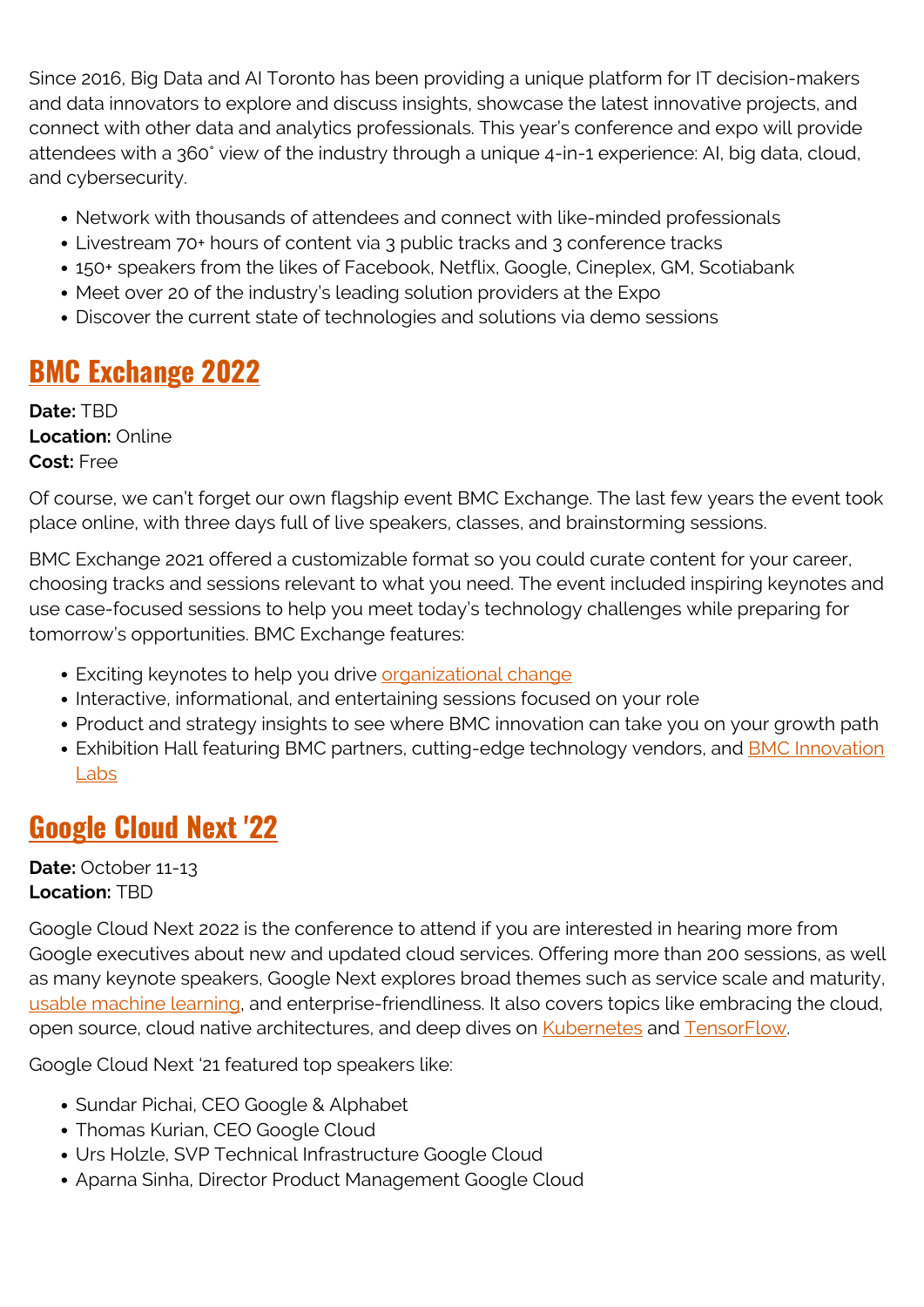Since 2016, Big Data and AI Toronto has been providing a unique platform for IT decision-makers and data innovators to explore and discuss insights, showcase the latest innovative projects, and connect with other data and analytics professionals. This year's conference and expo will provide attendees with a 360˚ view of the industry through a unique 4-in-1 experience: AI, big data, cloud, and cybersecurity.

- Network with thousands of attendees and connect with like-minded professionals
- Livestream 70+ hours of content via 3 public tracks and 3 conference tracks
- 150+ speakers from the likes of Facebook, Netflix, Google, Cineplex, GM, Scotiabank
- Meet over 20 of the industry's leading solution providers at the Expo
- Discover the current state of technologies and solutions via demo sessions

## BMC Exchange 2022

**Date:** TBD
**Location:** Online
**Cost:** Free

Of course, we can't forget our own flagship event BMC Exchange. The last few years the event took place online, with three days full of live speakers, classes, and brainstorming sessions.

BMC Exchange 2021 offered a customizable format so you could curate content for your career, choosing tracks and sessions relevant to what you need. The event included inspiring keynotes and use case-focused sessions to help you meet today's technology challenges while preparing for tomorrow's opportunities. BMC Exchange features:

- Exciting keynotes to help you drive organizational change
- Interactive, informational, and entertaining sessions focused on your role
- Product and strategy insights to see where BMC innovation can take you on your growth path
- Exhibition Hall featuring BMC partners, cutting-edge technology vendors, and BMC Innovation Labs

## Google Cloud Next '22

**Date:** October 11-13
**Location:** TBD

Google Cloud Next 2022 is the conference to attend if you are interested in hearing more from Google executives about new and updated cloud services. Offering more than 200 sessions, as well as many keynote speakers, Google Next explores broad themes such as service scale and maturity, usable machine learning, and enterprise-friendliness. It also covers topics like embracing the cloud, open source, cloud native architectures, and deep dives on Kubernetes and TensorFlow.

Google Cloud Next '21 featured top speakers like:

- Sundar Pichai, CEO Google & Alphabet
- Thomas Kurian, CEO Google Cloud
- Urs Holzle, SVP Technical Infrastructure Google Cloud
- Aparna Sinha, Director Product Management Google Cloud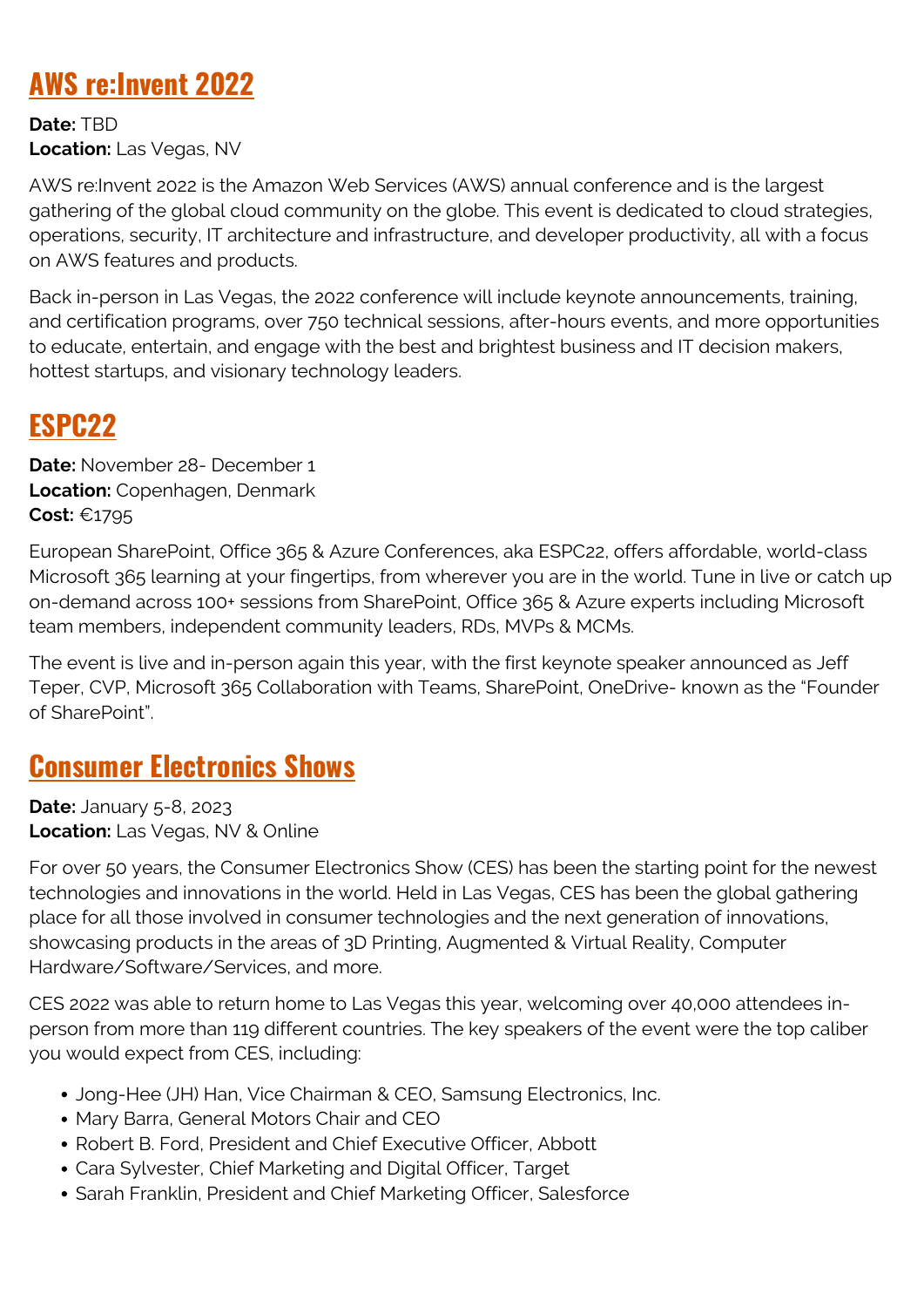## AWS re:Invent 2022

**Date:** TBD
**Location:** Las Vegas, NV

AWS re:Invent 2022 is the Amazon Web Services (AWS) annual conference and is the largest gathering of the global cloud community on the globe. This event is dedicated to cloud strategies, operations, security, IT architecture and infrastructure, and developer productivity, all with a focus on AWS features and products.

Back in-person in Las Vegas, the 2022 conference will include keynote announcements, training, and certification programs, over 750 technical sessions, after-hours events, and more opportunities to educate, entertain, and engage with the best and brightest business and IT decision makers, hottest startups, and visionary technology leaders.

## ESPC22

**Date:** November 28- December 1
**Location:** Copenhagen, Denmark
**Cost:** €1795

European SharePoint, Office 365 & Azure Conferences, aka ESPC22, offers affordable, world-class Microsoft 365 learning at your fingertips, from wherever you are in the world. Tune in live or catch up on-demand across 100+ sessions from SharePoint, Office 365 & Azure experts including Microsoft team members, independent community leaders, RDs, MVPs & MCMs.

The event is live and in-person again this year, with the first keynote speaker announced as Jeff Teper, CVP, Microsoft 365 Collaboration with Teams, SharePoint, OneDrive- known as the "Founder of SharePoint".

## Consumer Electronics Shows

**Date:** January 5-8, 2023
**Location:** Las Vegas, NV & Online

For over 50 years, the Consumer Electronics Show (CES) has been the starting point for the newest technologies and innovations in the world. Held in Las Vegas, CES has been the global gathering place for all those involved in consumer technologies and the next generation of innovations, showcasing products in the areas of 3D Printing, Augmented & Virtual Reality, Computer Hardware/Software/Services, and more.

CES 2022 was able to return home to Las Vegas this year, welcoming over 40,000 attendees in-person from more than 119 different countries. The key speakers of the event were the top caliber you would expect from CES, including:

- Jong-Hee (JH) Han, Vice Chairman & CEO, Samsung Electronics, Inc.
- Mary Barra, General Motors Chair and CEO
- Robert B. Ford, President and Chief Executive Officer, Abbott
- Cara Sylvester, Chief Marketing and Digital Officer, Target
- Sarah Franklin, President and Chief Marketing Officer, Salesforce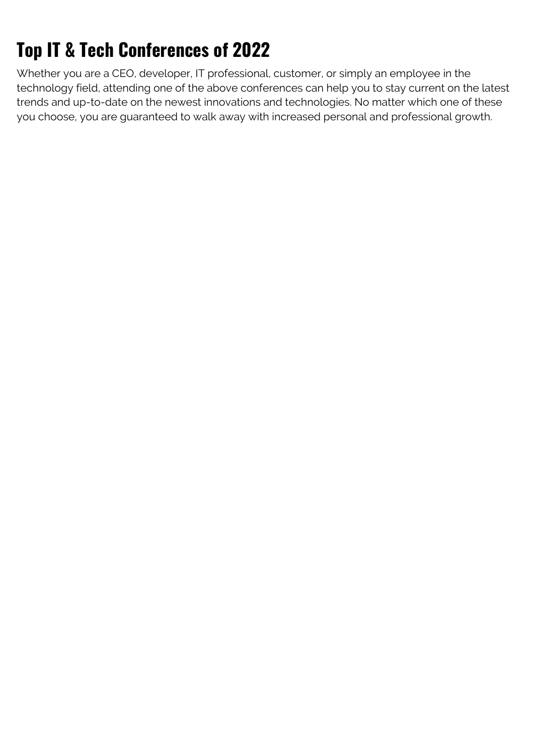## Top IT & Tech Conferences of 2022

Whether you are a CEO, developer, IT professional, customer, or simply an employee in the technology field, attending one of the above conferences can help you to stay current on the latest trends and up-to-date on the newest innovations and technologies. No matter which one of these you choose, you are guaranteed to walk away with increased personal and professional growth.